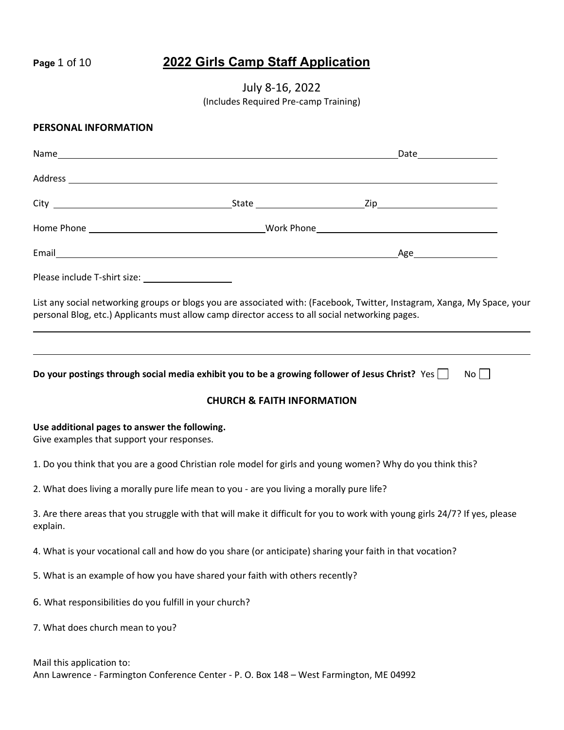# 2022 Girls Camp Staff Application

July 8-16, 2022

(Includes Required Pre-camp Training)

**PERSONAL INFORMATION**

Name\_\_\_\_\_\_\_\_\_\_\_\_\_\_\_\_\_\_\_\_\_\_\_\_\_\_\_\_\_\_\_\_\_\_\_\_\_\_\_\_\_\_\_\_\_\_\_\_ Date\_\_\_\_\_\_\_\_\_\_\_\_\_\_\_

Address \_\_\_\_\_\_\_\_\_\_\_\_\_\_\_\_\_\_\_\_\_\_\_\_\_\_\_\_\_\_\_\_\_\_\_\_\_\_\_\_\_\_\_\_\_\_\_\_\_\_\_\_\_\_\_\_\_\_\_\_\_\_\_\_

City \_\_\_\_\_\_\_\_\_\_\_\_\_\_\_\_\_\_\_\_\_\_\_\_\_\_\_\_ State \_\_\_\_\_\_\_\_\_\_\_\_\_\_\_\_\_\_ Zip\_\_\_\_\_\_\_\_\_\_\_\_\_\_\_\_\_\_\_\_

Home Phone \_\_\_\_\_\_\_\_\_\_\_\_\_\_\_\_\_\_\_\_\_\_\_\_\_\_\_\_ Work Phone\_\_\_\_\_\_\_\_\_\_\_\_\_\_\_\_\_\_\_\_\_\_\_\_\_\_\_\_\_\_

Email\_\_\_\_\_\_\_\_\_\_\_\_\_\_\_\_\_\_\_\_\_\_\_\_\_\_\_\_\_\_\_\_\_\_\_\_\_\_\_\_\_\_\_\_\_\_\_\_\_\_ Age\_\_\_\_\_\_\_\_\_\_\_\_\_\_\_

Please include T-shirt size: \_\_\_\_\_\_\_\_\_\_\_\_\_\_\_

List any social networking groups or blogs you are associated with: (Facebook, Twitter, Instagram, Xanga, My Space, your personal Blog, etc.) Applicants must allow camp director access to all social networking pages.

\_\_\_\_\_\_\_\_\_\_\_\_\_\_\_\_\_\_\_\_\_\_\_\_\_\_\_\_\_\_\_\_\_\_\_\_\_\_\_\_\_\_\_\_\_\_\_\_\_\_\_\_\_\_\_\_\_\_\_\_\_\_\_\_\_\_\_\_\_\_\_\_\_\_\_\_\_\_

\_\_\_\_\_\_\_\_\_\_\_\_\_\_\_\_\_\_\_\_\_\_\_\_\_\_\_\_\_\_\_\_\_\_\_\_\_\_\_\_\_\_\_\_\_\_\_\_\_\_\_\_\_\_\_\_\_\_\_\_\_\_\_\_\_\_\_\_\_\_\_\_\_\_\_\_\_\_

**Do your postings through social media exhibit you to be a growing follower of Jesus Christ?** Yes ☐ No ☐

## CHURCH & FAITH INFORMATION

**Use additional pages to answer the following.**
Give examples that support your responses.

1. Do you think that you are a good Christian role model for girls and young women? Why do you think this?

2. What does living a morally pure life mean to you - are you living a morally pure life?

3. Are there areas that you struggle with that will make it difficult for you to work with young girls 24/7? If yes, please explain.

4. What is your vocational call and how do you share (or anticipate) sharing your faith in that vocation?

5. What is an example of how you have shared your faith with others recently?

6. What responsibilities do you fulfill in your church?

7. What does church mean to you?

Mail this application to:
Ann Lawrence - Farmington Conference Center - P. O. Box 148 – West Farmington, ME 04992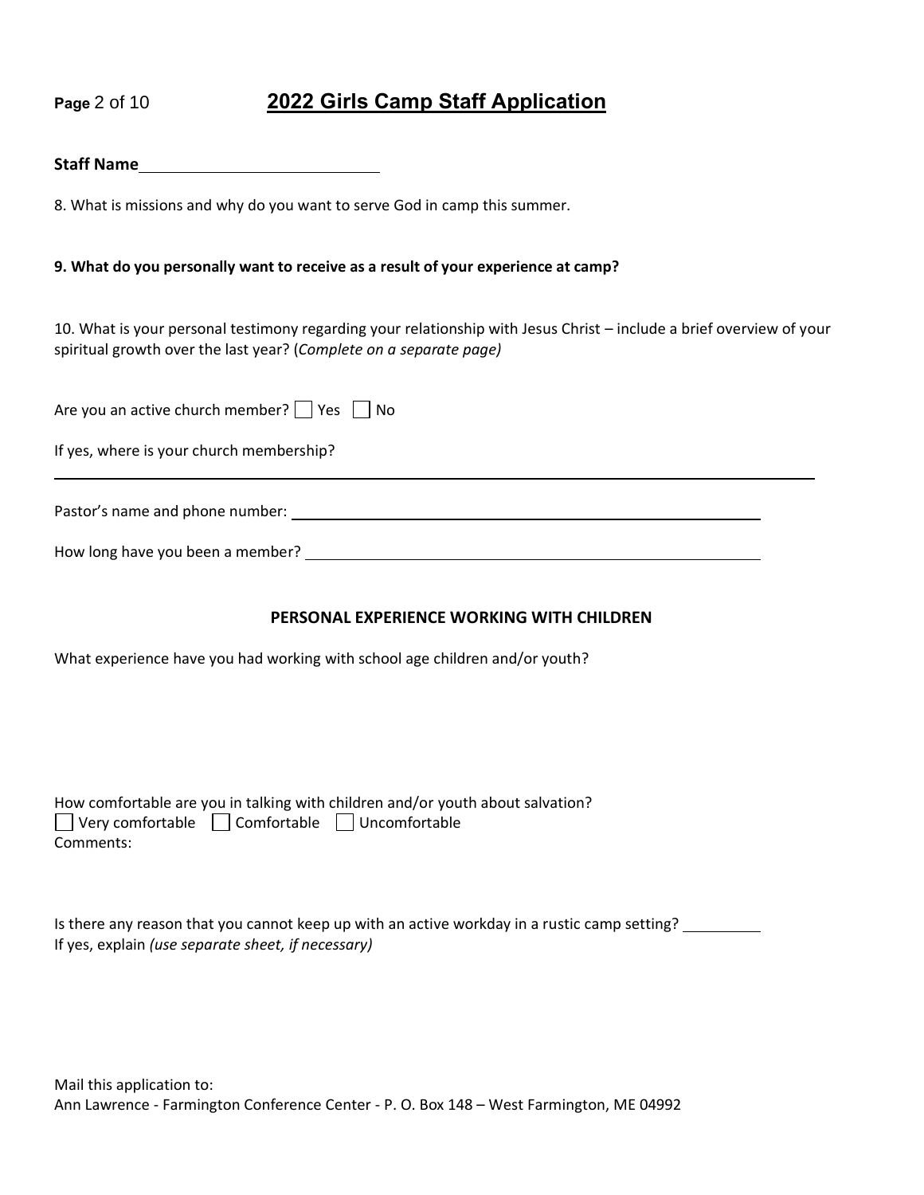# 2022 Girls Camp Staff Application

**Staff Name** ____________________________

8. What is missions and why do you want to serve God in camp this summer.

**9. What do you personally want to receive as a result of your experience at camp?**

10. What is your personal testimony regarding your relationship with Jesus Christ – include a brief overview of your spiritual growth over the last year? (*Complete on a separate page)*

Are you an active church member? ☐ Yes ☐ No

If yes, where is your church membership?

_____________________________________________________________________________

Pastor's name and phone number: ____________________________________________

How long have you been a member? __________________________________________

**PERSONAL EXPERIENCE WORKING WITH CHILDREN**

What experience have you had working with school age children and/or youth?

How comfortable are you in talking with children and/or youth about salvation?

☐ Very comfortable ☐ Comfortable ☐ Uncomfortable

Comments:

Is there any reason that you cannot keep up with an active workday in a rustic camp setting? __________

If yes, explain *(use separate sheet, if necessary)*

Mail this application to:
Ann Lawrence - Farmington Conference Center - P. O. Box 148 – West Farmington, ME 04992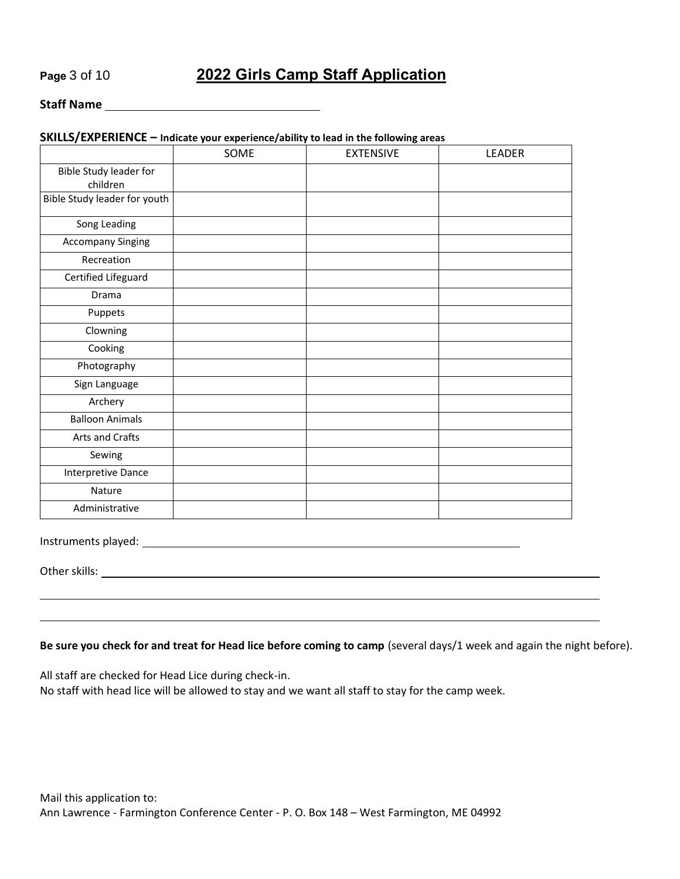# 2022 Girls Camp Staff Application

**Staff Name** ______________________________

**SKILLS/EXPERIENCE – Indicate your experience/ability to lead in the following areas**

| | SOME | EXTENSIVE | LEADER |
|---|---|---|---|
| Bible Study leader for children | | | |
| Bible Study leader for youth | | | |
| Song Leading | | | |
| Accompany Singing | | | |
| Recreation | | | |
| Certified Lifeguard | | | |
| Drama | | | |
| Puppets | | | |
| Clowning | | | |
| Cooking | | | |
| Photography | | | |
| Sign Language | | | |
| Archery | | | |
| Balloon Animals | | | |
| Arts and Crafts | | | |
| Sewing | | | |
| Interpretive Dance | | | |
| Nature | | | |
| Administrative | | | |

Instruments played: ______________________________

Other skills: ______________________________

______________________________

______________________________

**Be sure you check for and treat for Head lice before coming to camp** (several days/1 week and again the night before).

All staff are checked for Head Lice during check-in.
No staff with head lice will be allowed to stay and we want all staff to stay for the camp week.

Mail this application to:
Ann Lawrence - Farmington Conference Center - P. O. Box 148 – West Farmington, ME 04992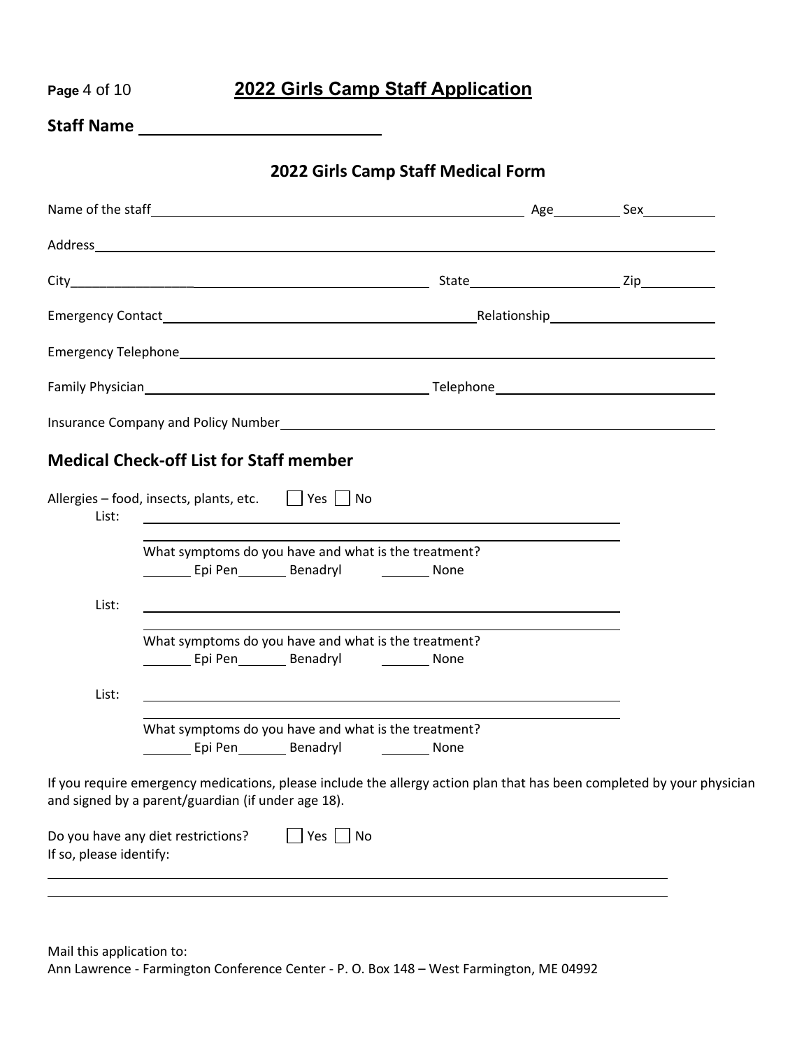## 2022 Girls Camp Staff Application

**Staff Name** ___________________________

### 2022 Girls Camp Staff Medical Form

Name of the staff ___________________________________________ Age ________ Sex __________

Address ______________________________________________________________________

City ______________________________________ State ____________________ Zip __________

Emergency Contact ______________________________________ Relationship _____________________

Emergency Telephone ____________________________________________________________

Family Physician ___________________________________ Telephone _____________________________

Insurance Company and Policy Number _______________________________________________

### Medical Check-off List for Staff member

Allergies – food, insects, plants, etc. ☐ Yes ☐ No

List: ______________________________________________________________

______________________________________________________________

What symptoms do you have and what is the treatment?

_______ Epi Pen _______ Benadryl _______ None

List: ______________________________________________________________

______________________________________________________________

What symptoms do you have and what is the treatment?

_______ Epi Pen _______ Benadryl _______ None

List: ______________________________________________________________

______________________________________________________________

What symptoms do you have and what is the treatment?

_______ Epi Pen _______ Benadryl _______ None

If you require emergency medications, please include the allergy action plan that has been completed by your physician and signed by a parent/guardian (if under age 18).

Do you have any diet restrictions? ☐ Yes ☐ No

If so, please identify:

______________________________________________________________________

______________________________________________________________________

Mail this application to:

Ann Lawrence - Farmington Conference Center - P. O. Box 148 – West Farmington, ME 04992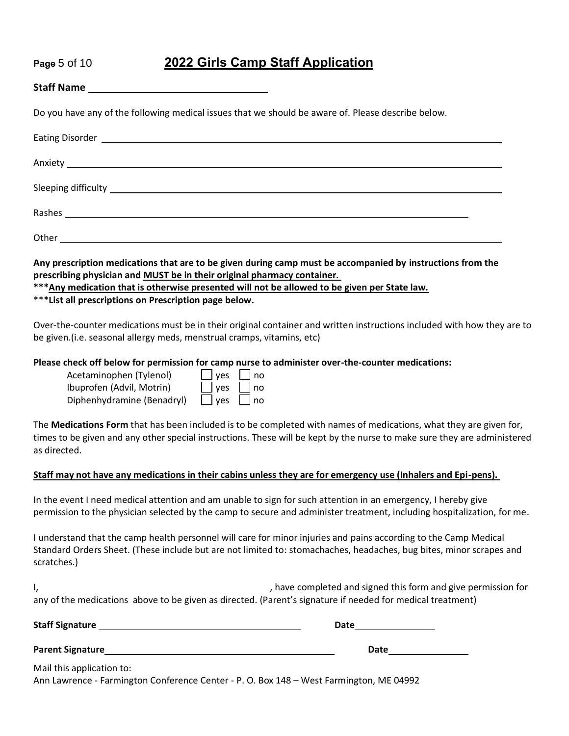# 2022 Girls Camp Staff Application

**Staff Name** ______________________________

Do you have any of the following medical issues that we should be aware of. Please describe below.

Eating Disorder ______________________________

Anxiety ______________________________

Sleeping difficulty ______________________________

Rashes ______________________________

Other ______________________________

**Any prescription medications that are to be given during camp must be accompanied by instructions from the prescribing physician and MUST be in their original pharmacy container.**
**\*\*\*Any medication that is otherwise presented will not be allowed to be given per State law.**
\*\*\***List all prescriptions on Prescription page below.**

Over-the-counter medications must be in their original container and written instructions included with how they are to be given.(i.e. seasonal allergy meds, menstrual cramps, vitamins, etc)

**Please check off below for permission for camp nurse to administer over-the-counter medications:**

| | | |
|---|---|---|
| Acetaminophen (Tylenol) | ☐ yes | ☐ no |
| Ibuprofen (Advil, Motrin) | ☐ yes | ☐ no |
| Diphenhydramine (Benadryl) | ☐ yes | ☐ no |

The **Medications Form** that has been included is to be completed with names of medications, what they are given for, times to be given and any other special instructions. These will be kept by the nurse to make sure they are administered as directed.

**Staff may not have any medications in their cabins unless they are for emergency use (Inhalers and Epi-pens).**

In the event I need medical attention and am unable to sign for such attention in an emergency, I hereby give permission to the physician selected by the camp to secure and administer treatment, including hospitalization, for me.

I understand that the camp health personnel will care for minor injuries and pains according to the Camp Medical Standard Orders Sheet. (These include but are not limited to: stomachaches, headaches, bug bites, minor scrapes and scratches.)

I, ______________________________, have completed and signed this form and give permission for any of the medications above to be given as directed. (Parent's signature if needed for medical treatment)

**Staff Signature** ______________________________ **Date** ______________

**Parent Signature** ______________________________ **Date** ______________

Mail this application to:
Ann Lawrence - Farmington Conference Center - P. O. Box 148 – West Farmington, ME 04992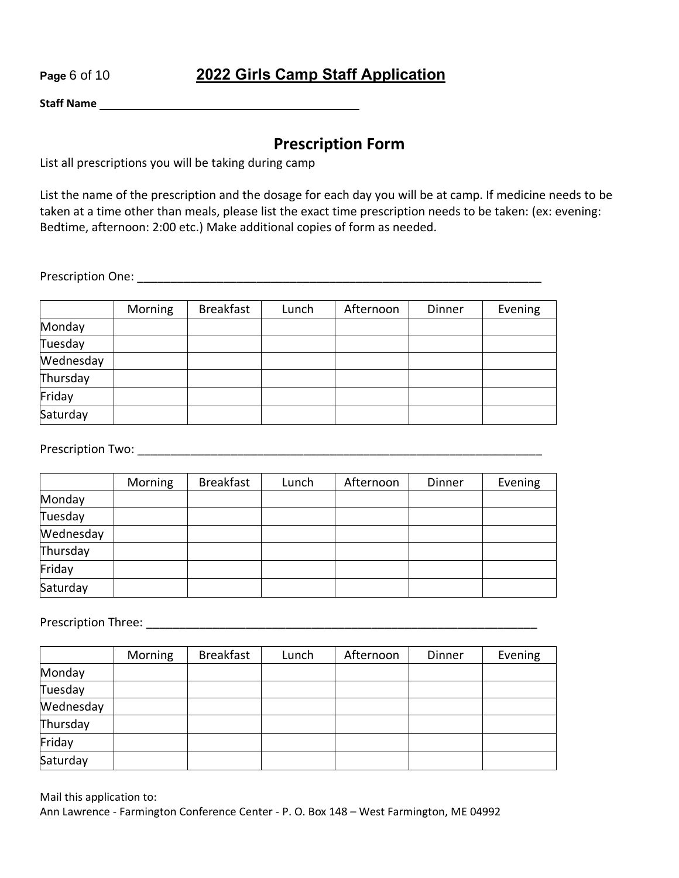**2022 Girls Camp Staff Application**

**Staff Name** ________________________________________

## Prescription Form

List all prescriptions you will be taking during camp

List the name of the prescription and the dosage for each day you will be at camp. If medicine needs to be taken at a time other than meals, please list the exact time prescription needs to be taken: (ex: evening: Bedtime, afternoon: 2:00 etc.) Make additional copies of form as needed.

Prescription One: ______________________________________________________________

| | Morning | Breakfast | Lunch | Afternoon | Dinner | Evening |
|---|---|---|---|---|---|---|
| Monday | | | | | | |
| Tuesday | | | | | | |
| Wednesday | | | | | | |
| Thursday | | | | | | |
| Friday | | | | | | |
| Saturday | | | | | | |

Prescription Two: ______________________________________________________________

| | Morning | Breakfast | Lunch | Afternoon | Dinner | Evening |
|---|---|---|---|---|---|---|
| Monday | | | | | | |
| Tuesday | | | | | | |
| Wednesday | | | | | | |
| Thursday | | | | | | |
| Friday | | | | | | |
| Saturday | | | | | | |

Prescription Three: ____________________________________________________________

| | Morning | Breakfast | Lunch | Afternoon | Dinner | Evening |
|---|---|---|---|---|---|---|
| Monday | | | | | | |
| Tuesday | | | | | | |
| Wednesday | | | | | | |
| Thursday | | | | | | |
| Friday | | | | | | |
| Saturday | | | | | | |

Mail this application to:
Ann Lawrence - Farmington Conference Center - P. O. Box 148 – West Farmington, ME 04992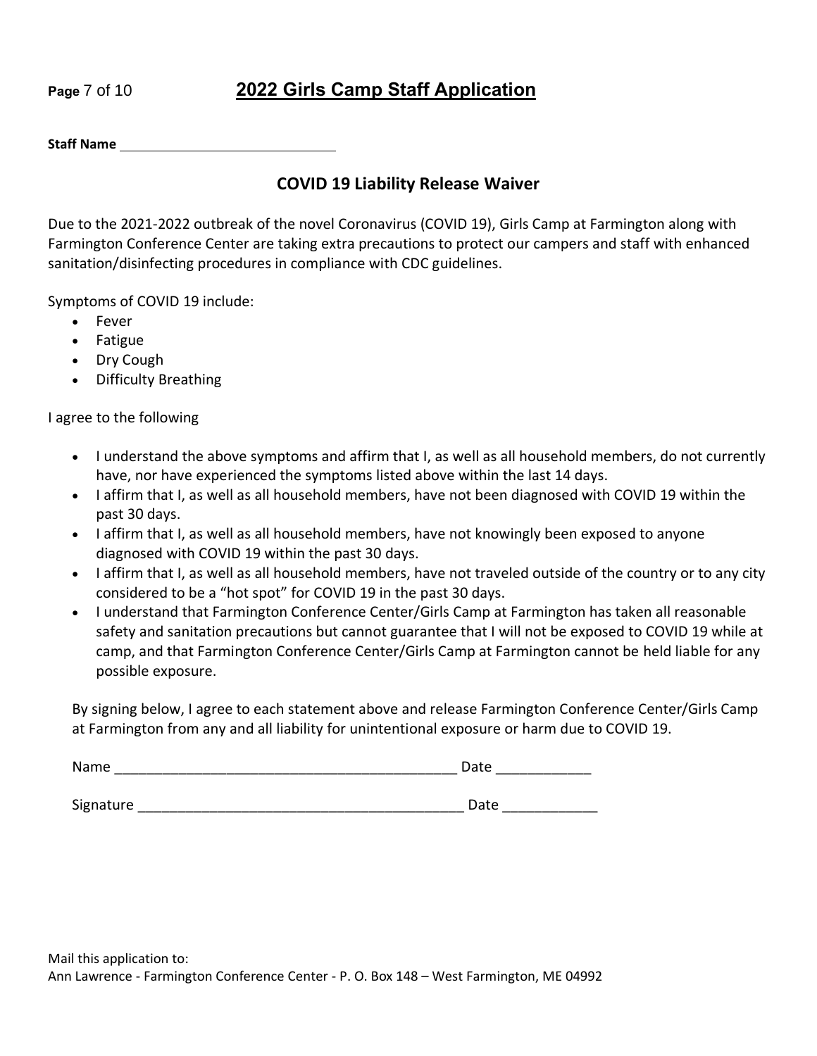# 2022 Girls Camp Staff Application

**Staff Name** ____________________________

## COVID 19 Liability Release Waiver

Due to the 2021-2022 outbreak of the novel Coronavirus (COVID 19), Girls Camp at Farmington along with Farmington Conference Center are taking extra precautions to protect our campers and staff with enhanced sanitation/disinfecting procedures in compliance with CDC guidelines.

Symptoms of COVID 19 include:

- Fever
- Fatigue
- Dry Cough
- Difficulty Breathing

I agree to the following

- I understand the above symptoms and affirm that I, as well as all household members, do not currently have, nor have experienced the symptoms listed above within the last 14 days.
- I affirm that I, as well as all household members, have not been diagnosed with COVID 19 within the past 30 days.
- I affirm that I, as well as all household members, have not knowingly been exposed to anyone diagnosed with COVID 19 within the past 30 days.
- I affirm that I, as well as all household members, have not traveled outside of the country or to any city considered to be a "hot spot" for COVID 19 in the past 30 days.
- I understand that Farmington Conference Center/Girls Camp at Farmington has taken all reasonable safety and sanitation precautions but cannot guarantee that I will not be exposed to COVID 19 while at camp, and that Farmington Conference Center/Girls Camp at Farmington cannot be held liable for any possible exposure.

By signing below, I agree to each statement above and release Farmington Conference Center/Girls Camp at Farmington from any and all liability for unintentional exposure or harm due to COVID 19.

Name ____________________________________________ Date ____________

Signature _________________________________________ Date ____________

Mail this application to:
Ann Lawrence - Farmington Conference Center - P. O. Box 148 – West Farmington, ME 04992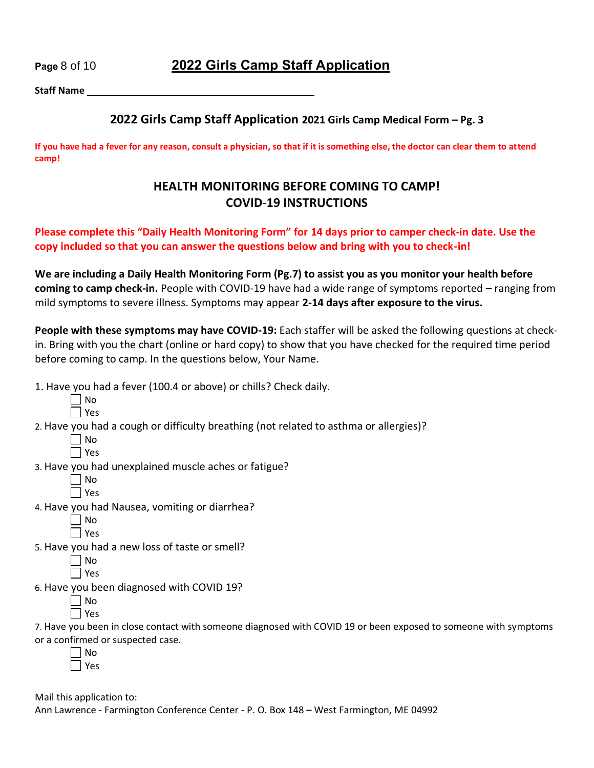# 2022 Girls Camp Staff Application

**Staff Name** ______________________________

## 2022 Girls Camp Staff Application 2021 Girls Camp Medical Form – Pg. 3

**If you have had a fever for any reason, consult a physician, so that if it is something else, the doctor can clear them to attend camp!**

## HEALTH MONITORING BEFORE COMING TO CAMP!
## COVID-19 INSTRUCTIONS

**Please complete this "Daily Health Monitoring Form" for 14 days prior to camper check-in date. Use the copy included so that you can answer the questions below and bring with you to check-in!**

**We are including a Daily Health Monitoring Form (Pg.7) to assist you as you monitor your health before coming to camp check-in.** People with COVID-19 have had a wide range of symptoms reported – ranging from mild symptoms to severe illness. Symptoms may appear **2-14 days after exposure to the virus.**

**People with these symptoms may have COVID-19:** Each staffer will be asked the following questions at check-in. Bring with you the chart (online or hard copy) to show that you have checked for the required time period before coming to camp. In the questions below, Your Name.

1. Have you had a fever (100.4 or above) or chills? Check daily.
   - ☐ No
   - ☐ Yes
2. Have you had a cough or difficulty breathing (not related to asthma or allergies)?
   - ☐ No
   - ☐ Yes
3. Have you had unexplained muscle aches or fatigue?
   - ☐ No
   - ☐ Yes
4. Have you had Nausea, vomiting or diarrhea?
   - ☐ No
   - ☐ Yes
5. Have you had a new loss of taste or smell?
   - ☐ No
   - ☐ Yes
6. Have you been diagnosed with COVID 19?
   - ☐ No
   - ☐ Yes
7. Have you been in close contact with someone diagnosed with COVID 19 or been exposed to someone with symptoms or a confirmed or suspected case.
   - ☐ No
   - ☐ Yes

Mail this application to:
Ann Lawrence - Farmington Conference Center - P. O. Box 148 – West Farmington, ME 04992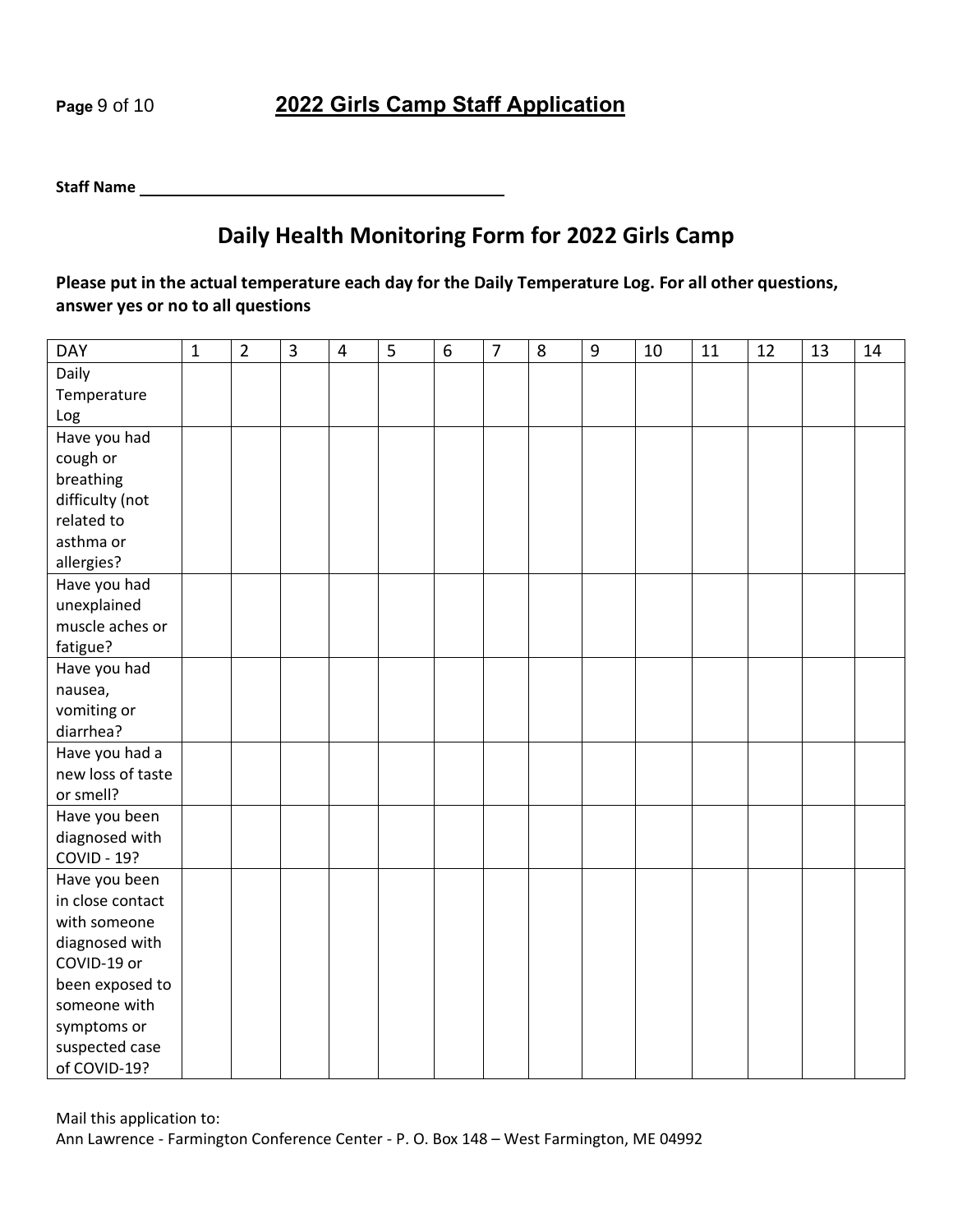## 2022 Girls Camp Staff Application

**Staff Name** ____________________________

# Daily Health Monitoring Form for 2022 Girls Camp

**Please put in the actual temperature each day for the Daily Temperature Log. For all other questions, answer yes or no to all questions**

| DAY | 1 | 2 | 3 | 4 | 5 | 6 | 7 | 8 | 9 | 10 | 11 | 12 | 13 | 14 |
|---|---|---|---|---|---|---|---|---|---|---|---|---|---|---|
| Daily Temperature Log | | | | | | | | | | | | | | |
| Have you had cough or breathing difficulty (not related to asthma or allergies? | | | | | | | | | | | | | | |
| Have you had unexplained muscle aches or fatigue? | | | | | | | | | | | | | | |
| Have you had nausea, vomiting or diarrhea? | | | | | | | | | | | | | | |
| Have you had a new loss of taste or smell? | | | | | | | | | | | | | | |
| Have you been diagnosed with COVID - 19? | | | | | | | | | | | | | | |
| Have you been in close contact with someone diagnosed with COVID-19 or been exposed to someone with symptoms or suspected case of COVID-19? | | | | | | | | | | | | | | |

Mail this application to:
Ann Lawrence - Farmington Conference Center - P. O. Box 148 – West Farmington, ME 04992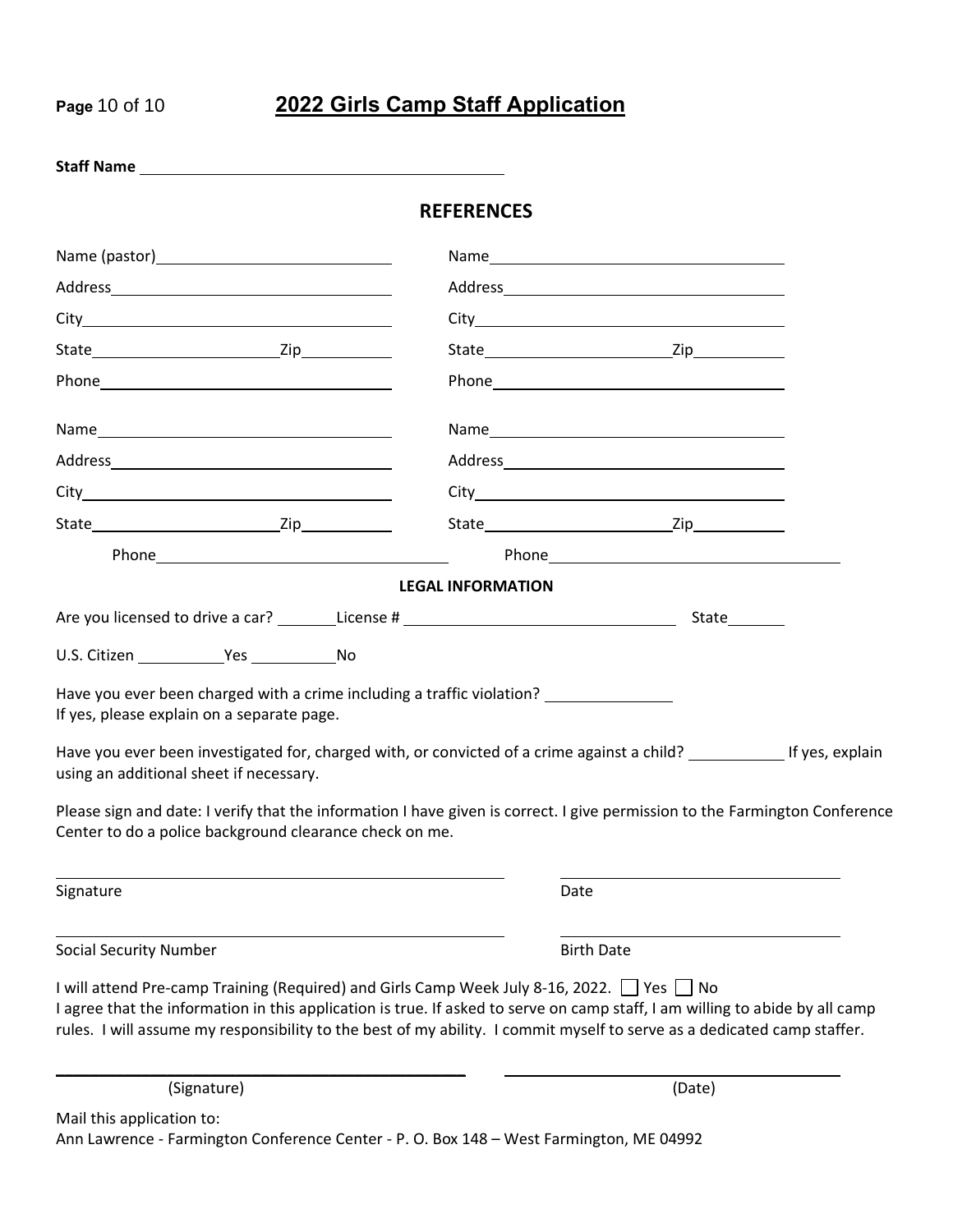# 2022 Girls Camp Staff Application

**Staff Name** ______________________________

## REFERENCES

| | |
|---|---|
| Name (pastor) ______________________ | Name ______________________ |
| Address ______________________ | Address ______________________ |
| City ______________________ | City ______________________ |
| State ____________ Zip ________ | State ____________ Zip ________ |
| Phone ______________________ | Phone ______________________ |
| Name ______________________ | Name ______________________ |
| Address ______________________ | Address ______________________ |
| City ______________________ | City ______________________ |
| State ____________ Zip ________ | State ____________ Zip ________ |
| Phone ______________________ | Phone ______________________ |

**LEGAL INFORMATION**

Are you licensed to drive a car? _______ License # ______________________ State _______

U.S. Citizen __________ Yes __________ No

Have you ever been charged with a crime including a traffic violation? ______________
If yes, please explain on a separate page.

Have you ever been investigated for, charged with, or convicted of a crime against a child? __________ If yes, explain using an additional sheet if necessary.

Please sign and date: I verify that the information I have given is correct. I give permission to the Farmington Conference Center to do a police background clearance check on me.

______________________________ ______________________
Signature Date

______________________________ ______________________
Social Security Number Birth Date

I will attend Pre-camp Training (Required) and Girls Camp Week July 8-16, 2022. ☐ Yes ☐ No
I agree that the information in this application is true. If asked to serve on camp staff, I am willing to abide by all camp rules. I will assume my responsibility to the best of my ability. I commit myself to serve as a dedicated camp staffer.

______________________________ ______________________
(Signature) (Date)

Mail this application to:
Ann Lawrence - Farmington Conference Center - P. O. Box 148 – West Farmington, ME 04992